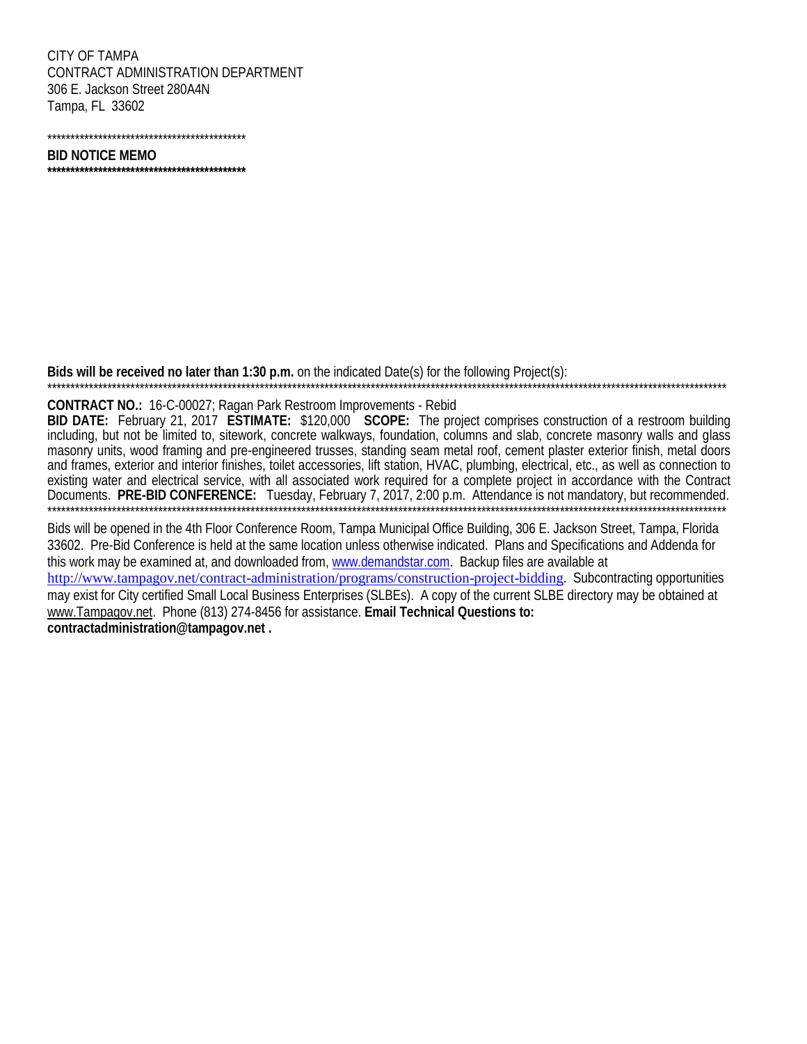CITY OF TAMPA
CONTRACT ADMINISTRATION DEPARTMENT
306 E. Jackson Street 280A4N
Tampa, FL 33602

*******************************************

**BID NOTICE MEMO**

**\*******************************************

**Bids will be received no later than 1:30 p.m.** on the indicated Date(s) for the following Project(s):

*************************************************************************************************************************************************

**CONTRACT NO.:** 16-C-00027; Ragan Park Restroom Improvements - Rebid

**BID DATE:** February 21, 2017 **ESTIMATE:** $120,000 **SCOPE:** The project comprises construction of a restroom building including, but not be limited to, sitework, concrete walkways, foundation, columns and slab, concrete masonry walls and glass masonry units, wood framing and pre-engineered trusses, standing seam metal roof, cement plaster exterior finish, metal doors and frames, exterior and interior finishes, toilet accessories, lift station, HVAC, plumbing, electrical, etc., as well as connection to existing water and electrical service, with all associated work required for a complete project in accordance with the Contract Documents. **PRE-BID CONFERENCE:** Tuesday, February 7, 2017, 2:00 p.m. Attendance is not mandatory, but recommended.

*************************************************************************************************************************************************

Bids will be opened in the 4th Floor Conference Room, Tampa Municipal Office Building, 306 E. Jackson Street, Tampa, Florida 33602. Pre-Bid Conference is held at the same location unless otherwise indicated. Plans and Specifications and Addenda for this work may be examined at, and downloaded from, www.demandstar.com. Backup files are available at http://www.tampagov.net/contract-administration/programs/construction-project-bidding. Subcontracting opportunities may exist for City certified Small Local Business Enterprises (SLBEs). A copy of the current SLBE directory may be obtained at www.Tampagov.net. Phone (813) 274-8456 for assistance. **Email Technical Questions to: contractadministration@tampagov.net .**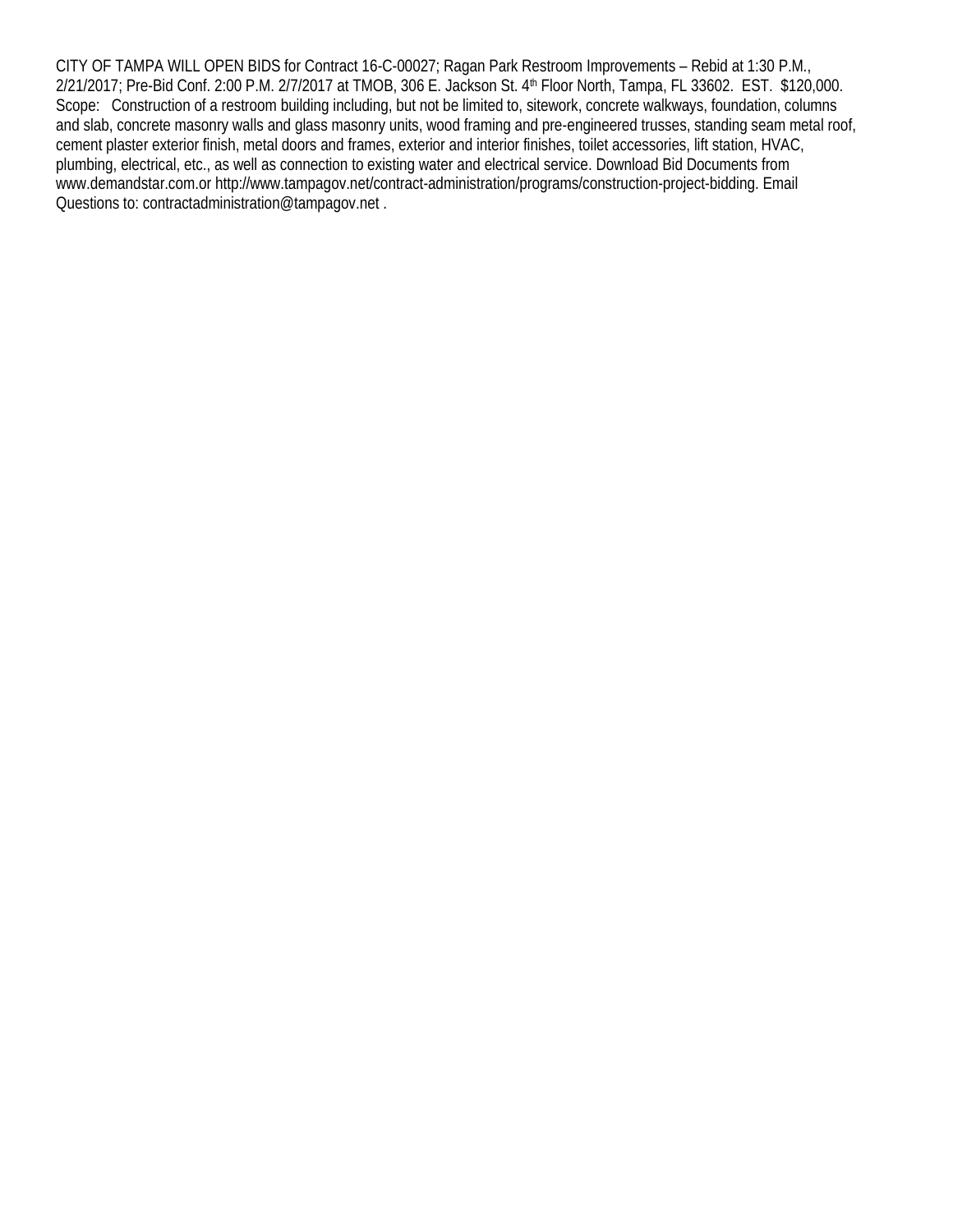CITY OF TAMPA WILL OPEN BIDS for Contract 16-C-00027; Ragan Park Restroom Improvements – Rebid at 1:30 P.M., 2/21/2017; Pre-Bid Conf. 2:00 P.M. 2/7/2017 at TMOB, 306 E. Jackson St. 4th Floor North, Tampa, FL 33602. EST. $120,000. Scope: Construction of a restroom building including, but not be limited to, sitework, concrete walkways, foundation, columns and slab, concrete masonry walls and glass masonry units, wood framing and pre-engineered trusses, standing seam metal roof, cement plaster exterior finish, metal doors and frames, exterior and interior finishes, toilet accessories, lift station, HVAC, plumbing, electrical, etc., as well as connection to existing water and electrical service. Download Bid Documents from www.demandstar.com.or http://www.tampagov.net/contract-administration/programs/construction-project-bidding. Email Questions to: contractadministration@tampagov.net .